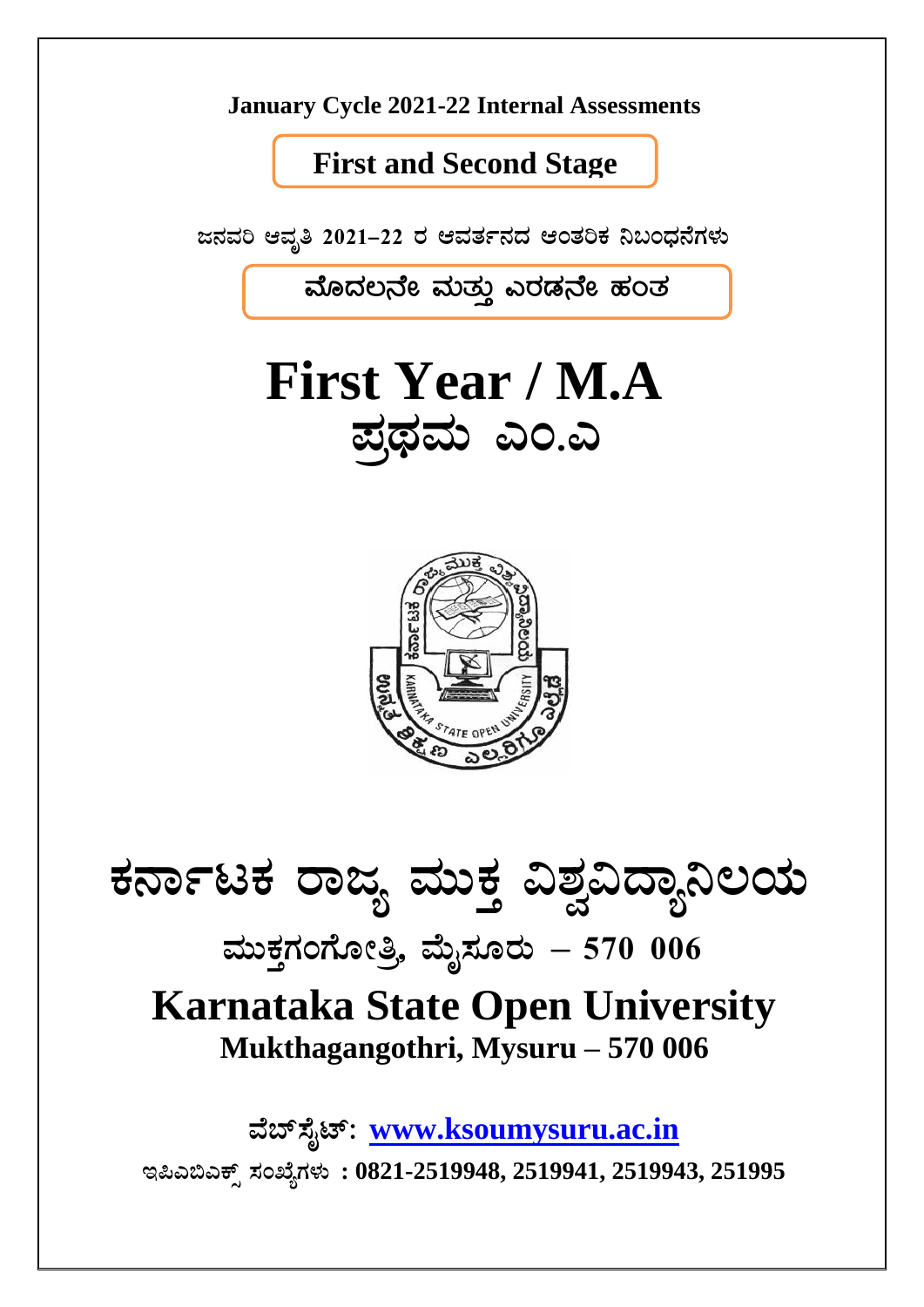**January Cycle 2021-22 Internal Assessments**

**First and Second Stage**

**ಜನವರಿ ಆವೃತಿ 2021–22 ರ ಆವರ್ತನದ ಆಂತರಿಕ ನಿಬಂಧನೆಗಳು**

**ಮೊದಲನೇ ಮತ್ತು ಎರಡನೇ ಹಂತ**

# First Year / M.A

# ಪ್ರಥಮ ಎಂ.ಎ

# ಕರ್ನಾಟಕ ರಾಜ್ಯ ಮುಕ್ತ ವಿಶ್ವವಿದ್ಯಾನಿಲಯ

## ಮುಕ್ತಗಂಗೋತ್ರಿ, ಮೈಸೂರು – 570 006

# Karnataka State Open University

## Mukthagangothri, Mysuru – 570 006

**ವೆಬ್‌ಸೈಟ್: [www.ksoumysuru.ac.in](http://www.ksoumysuru.ac.in)**

**ಇಪಿಎಬಿಎಕ್ಸ್ ಸಂಖ್ಯೆಗಳು : 0821-2519948, 2519941, 2519943, 251995**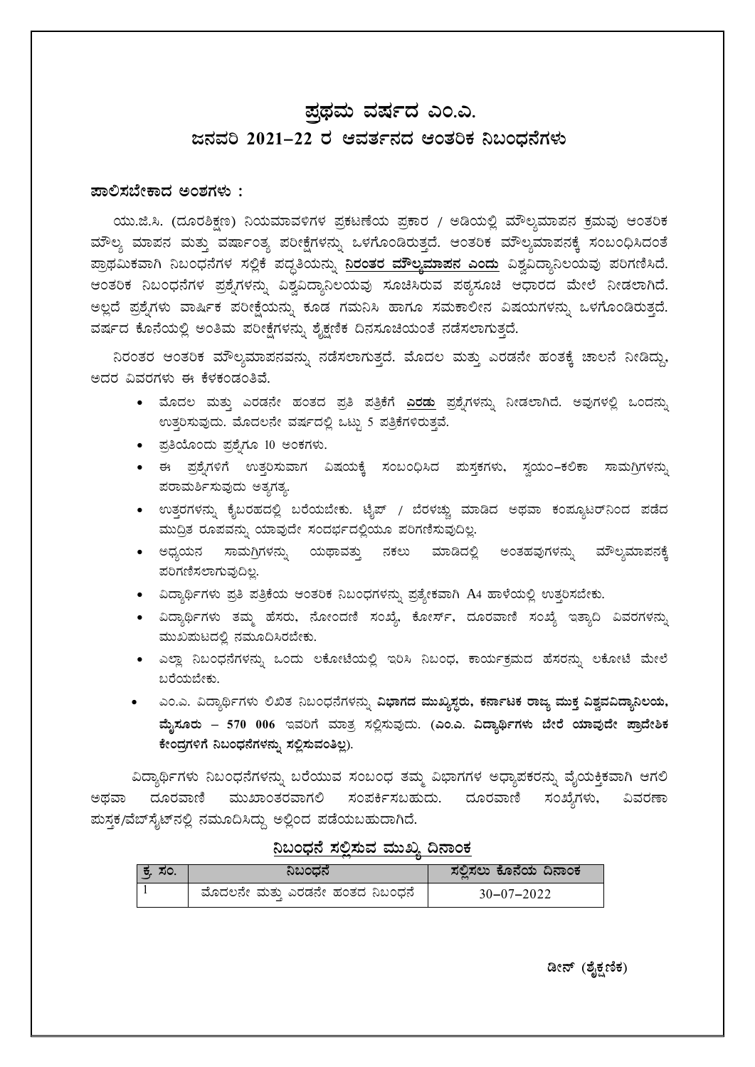# ಪ್ರಥಮ ವರ್ಷದ ಎಂ.ಎ.
## ಜನವರಿ 2021–22 ರ ಆವರ್ತನದ ಆಂತರಿಕ ನಿಬಂಧನೆಗಳು

**ಪಾಲಿಸಬೇಕಾದ ಅಂಶಗಳು :**

ಯು.ಜಿ.ಸಿ. (ದೂರಶಿಕ್ಷಣ) ನಿಯಮಾವಳಿಗಳ ಪ್ರಕಟಣೆಯ ಪ್ರಕಾರ / ಅಡಿಯಲ್ಲಿ ಮೌಲ್ಯಮಾಪನ ಕ್ರಮವು ಆಂತರಿಕ ಮೌಲ್ಯ ಮಾಪನ ಮತ್ತು ವರ್ಷಾಂತ್ಯ ಪರೀಕ್ಷೆಗಳನ್ನು ಒಳಗೊಂಡಿರುತ್ತದೆ. ಆಂತರಿಕ ಮೌಲ್ಯಮಾಪನಕ್ಕೆ ಸಂಬಂಧಿಸಿದಂತೆ ಪ್ರಾಥಮಿಕವಾಗಿ ನಿಬಂಧನೆಗಳ ಸಲ್ಲಿಕೆ ಪದ್ಧತಿಯನ್ನು **ನಿರಂತರ ಮೌಲ್ಯಮಾಪನ ಎಂದು** ವಿಶ್ವವಿದ್ಯಾನಿಲಯವು ಪರಿಗಣಿಸಿದೆ. ಆಂತರಿಕ ನಿಬಂಧನೆಗಳ ಪ್ರಶ್ನೆಗಳನ್ನು ವಿಶ್ವವಿದ್ಯಾನಿಲಯವು ಸೂಚಿಸಿರುವ ಪಠ್ಯಸೂಚಿ ಆಧಾರದ ಮೇಲೆ ನೀಡಲಾಗಿದೆ. ಅಲ್ಲದೆ ಪ್ರಶ್ನೆಗಳು ವಾರ್ಷಿಕ ಪರೀಕ್ಷೆಯನ್ನು ಕೂಡ ಗಮನಿಸಿ ಹಾಗೂ ಸಮಕಾಲೀನ ವಿಷಯಗಳನ್ನು ಒಳಗೊಂಡಿರುತ್ತದೆ. ವರ್ಷದ ಕೊನೆಯಲ್ಲಿ ಅಂತಿಮ ಪರೀಕ್ಷೆಗಳನ್ನು ಶೈಕ್ಷಣಿಕ ದಿನಸೂಚಿಯಂತೆ ನಡೆಸಲಾಗುತ್ತದೆ.

ನಿರಂತರ ಆಂತರಿಕ ಮೌಲ್ಯಮಾಪನವನ್ನು ನಡೆಸಲಾಗುತ್ತದೆ. ಮೊದಲ ಮತ್ತು ಎರಡನೇ ಹಂತಕ್ಕೆ ಚಾಲನೆ ನೀಡಿದ್ದು, ಅದರ ವಿವರಗಳು ಈ ಕೆಳಕಂಡಂತಿವೆ.

- ಮೊದಲ ಮತ್ತು ಎರಡನೇ ಹಂತದ ಪ್ರತಿ ಪತ್ರಿಕೆಗೆ **ಎರಡು** ಪ್ರಶ್ನೆಗಳನ್ನು ನೀಡಲಾಗಿದೆ. ಅವುಗಳಲ್ಲಿ ಒಂದನ್ನು ಉತ್ತರಿಸುವುದು. ಮೊದಲನೇ ವರ್ಷದಲ್ಲಿ ಒಟ್ಟು 5 ಪತ್ರಿಕೆಗಳಿರುತ್ತವೆ.
- ಪ್ರತಿಯೊಂದು ಪ್ರಶ್ನೆಗೂ 10 ಅಂಕಗಳು.
- ಈ ಪ್ರಶ್ನೆಗಳಿಗೆ ಉತ್ತರಿಸುವಾಗ ವಿಷಯಕ್ಕೆ ಸಂಬಂಧಿಸಿದ ಪುಸ್ತಕಗಳು, ಸ್ವಯಂ–ಕಲಿಕಾ ಸಾಮಗ್ರಿಗಳನ್ನು ಪರಾಮರ್ಶಿಸುವುದು ಅತ್ಯಗತ್ಯ.
- ಉತ್ತರಗಳನ್ನು ಕೈಬರಹದಲ್ಲಿ ಬರೆಯಬೇಕು. ಟೈಪ್ / ಬೆರಳಚ್ಚು ಮಾಡಿದ ಅಥವಾ ಕಂಪ್ಯೂಟರ್‌ನಿಂದ ಪಡೆದ ಮುದ್ರಿತ ರೂಪವನ್ನು ಯಾವುದೇ ಸಂದರ್ಭದಲ್ಲಿಯೂ ಪರಿಗಣಿಸುವುದಿಲ್ಲ.
- ಅಧ್ಯಯನ ಸಾಮಗ್ರಿಗಳನ್ನು ಯಥಾವತ್ತು ನಕಲು ಮಾಡಿದಲ್ಲಿ ಅಂತಹವುಗಳನ್ನು ಮೌಲ್ಯಮಾಪನಕ್ಕೆ ಪರಿಗಣಿಸಲಾಗುವುದಿಲ್ಲ.
- ವಿದ್ಯಾರ್ಥಿಗಳು ಪ್ರತಿ ಪತ್ರಿಕೆಯ ಆಂತರಿಕ ನಿಬಂಧನೆಗಳನ್ನು ಪ್ರತ್ಯೇಕವಾಗಿ A4 ಹಾಳೆಯಲ್ಲಿ ಉತ್ತರಿಸಬೇಕು.
- ವಿದ್ಯಾರ್ಥಿಗಳು ತಮ್ಮ ಹೆಸರು, ನೋಂದಣಿ ಸಂಖ್ಯೆ, ಕೋರ್ಸ್, ದೂರವಾಣಿ ಸಂಖ್ಯೆ ಇತ್ಯಾದಿ ವಿವರಗಳನ್ನು ಮುಖಪುಟದಲ್ಲಿ ನಮೂದಿಸಿರಬೇಕು.
- ಎಲ್ಲಾ ನಿಬಂಧನೆಗಳನ್ನು ಒಂದು ಲಕೋಟೆಯಲ್ಲಿ ಇರಿಸಿ ನಿಬಂಧ, ಕಾರ್ಯಕ್ರಮದ ಹೆಸರನ್ನು ಲಕೋಟೆ ಮೇಲೆ ಬರೆಯಬೇಕು.
- ಎಂ.ಎ. ವಿದ್ಯಾರ್ಥಿಗಳು ಲಿಖಿತ ನಿಬಂಧನೆಗಳನ್ನು **ವಿಭಾಗದ ಮುಖ್ಯಸ್ಥರು, ಕರ್ನಾಟಕ ರಾಜ್ಯ ಮುಕ್ತ ವಿಶ್ವವಿದ್ಯಾನಿಲಯ, ಮೈಸೂರು – 570 006** ಇವರಿಗೆ ಮಾತ್ರ ಸಲ್ಲಿಸುವುದು. **(ಎಂ.ಎ. ವಿದ್ಯಾರ್ಥಿಗಳು ಬೇರೆ ಯಾವುದೇ ಪ್ರಾದೇಶಿಕ ಕೇಂದ್ರಗಳಿಗೆ ನಿಬಂಧನೆಗಳನ್ನು ಸಲ್ಲಿಸುವಂತಿಲ್ಲ).**

ವಿದ್ಯಾರ್ಥಿಗಳು ನಿಬಂಧನೆಗಳನ್ನು ಬರೆಯುವ ಸಂಬಂಧ ತಮ್ಮ ವಿಭಾಗಗಳ ಅಧ್ಯಾಪಕರನ್ನು ವೈಯಕ್ತಿಕವಾಗಿ ಆಗಲಿ ಅಥವಾ ದೂರವಾಣಿ ಮುಖಾಂತರವಾಗಲಿ ಸಂಪರ್ಕಿಸಬಹುದು. ದೂರವಾಣಿ ಸಂಖ್ಯೆಗಳು, ವಿವರಣಾ ಪುಸ್ತಕ/ವೆಬ್‌ಸೈಟ್‌ನಲ್ಲಿ ನಮೂದಿಸಿದ್ದು ಅಲ್ಲಿಂದ ಪಡೆಯಬಹುದಾಗಿದೆ.

### ನಿಬಂಧನೆ ಸಲ್ಲಿಸುವ ಮುಖ್ಯ ದಿನಾಂಕ

| ಕ್ರ. ಸಂ. | ನಿಬಂಧನೆ | ಸಲ್ಲಿಸಲು ಕೊನೆಯ ದಿನಾಂಕ |
|---|---|---|
| 1 | ಮೊದಲನೇ ಮತ್ತು ಎರಡನೇ ಹಂತದ ನಿಬಂಧನೆ | 30–07–2022 |

**ಡೀನ್ (ಶೈಕ್ಷಣಿಕ)**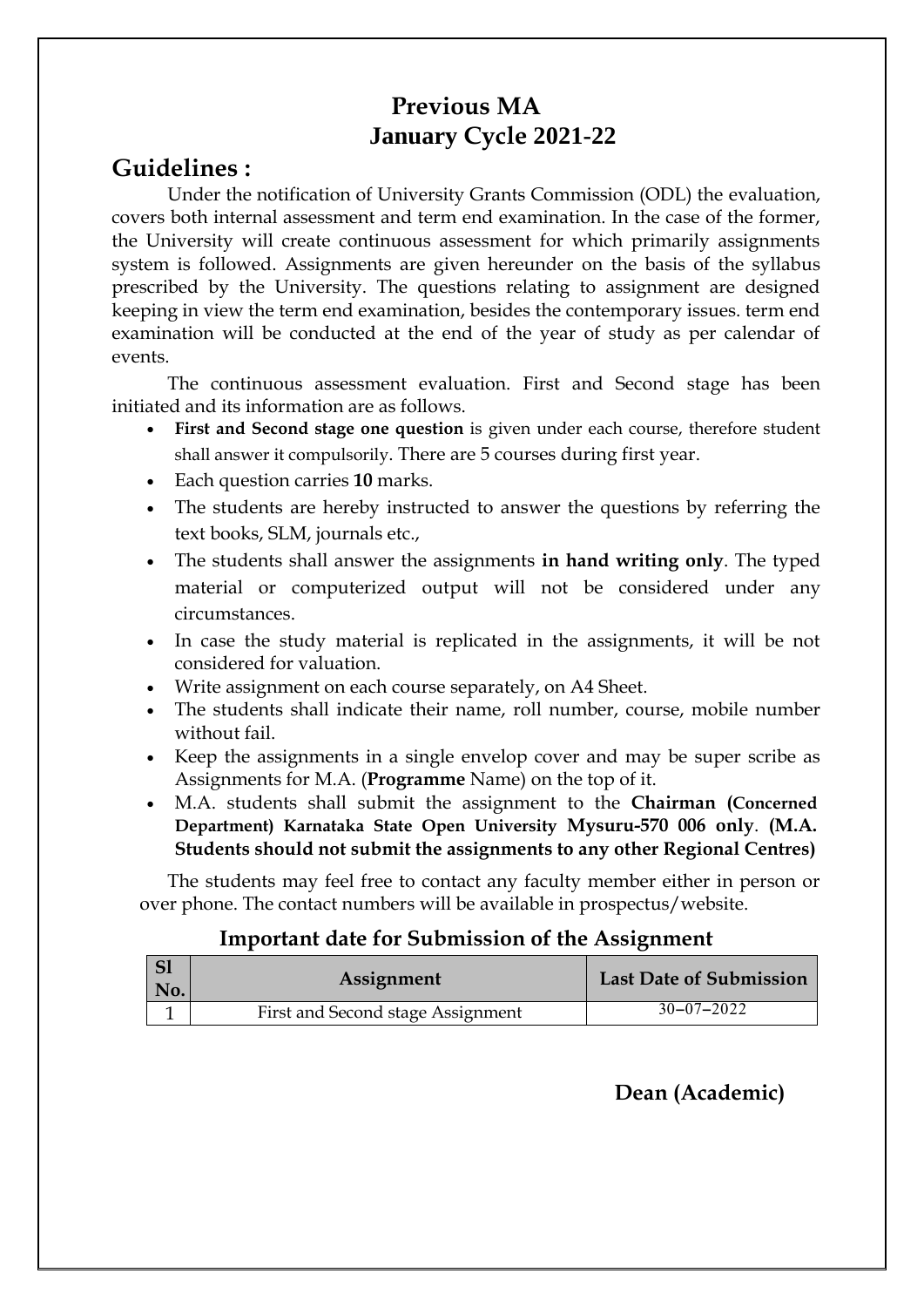# Previous MA
# January Cycle 2021-22

## Guidelines :

Under the notification of University Grants Commission (ODL) the evaluation, covers both internal assessment and term end examination. In the case of the former, the University will create continuous assessment for which primarily assignments system is followed. Assignments are given hereunder on the basis of the syllabus prescribed by the University. The questions relating to assignment are designed keeping in view the term end examination, besides the contemporary issues. term end examination will be conducted at the end of the year of study as per calendar of events.

The continuous assessment evaluation. First and Second stage has been initiated and its information are as follows.

- **First and Second stage one question** is given under each course, therefore student shall answer it compulsorily. There are 5 courses during first year.
- Each question carries **10** marks.
- The students are hereby instructed to answer the questions by referring the text books, SLM, journals etc.,
- The students shall answer the assignments **in hand writing only**. The typed material or computerized output will not be considered under any circumstances.
- In case the study material is replicated in the assignments, it will be not considered for valuation.
- Write assignment on each course separately, on A4 Sheet.
- The students shall indicate their name, roll number, course, mobile number without fail.
- Keep the assignments in a single envelop cover and may be super scribe as Assignments for M.A. (**Programme** Name) on the top of it.
- M.A. students shall submit the assignment to the **Chairman (Concerned Department) Karnataka State Open University Mysuru-570 006 only**. **(M.A. Students should not submit the assignments to any other Regional Centres)**

The students may feel free to contact any faculty member either in person or over phone. The contact numbers will be available in prospectus/website.

### Important date for Submission of the Assignment

| Sl No. | Assignment | Last Date of Submission |
|---|---|---|
| 1 | First and Second stage Assignment | 30–07–2022 |

**Dean (Academic)**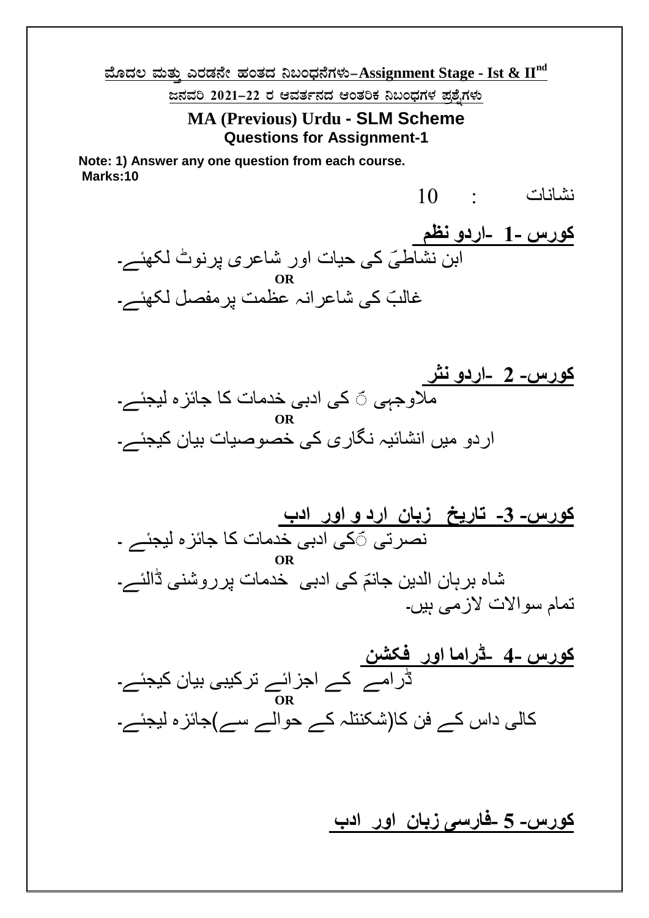**ಮೊದಲ ಮತ್ತು ಎರಡನೇ ಹಂತದ ನಿಬಂಧನೆಗಳು–Assignment Stage - Ist & IInd**

**ಜನವರಿ 2021–22 ರ ಆವರ್ತನದ ಆಂತರಿಕ ನಿಬಂಧಗಳ ಪ್ರಶ್ನೆಗಳು**

## MA (Previous) Urdu - SLM Scheme

### Questions for Assignment-1

**Note: 1) Answer any one question from each course.**
**Marks:10**

نشانات : 10

**کورس -1 -اردو نظم**

ابن نشاطیؔ کی حیات اور شاعری پرنوٹ لکھئے۔

**OR**

غالبؔ کی شاعرانہ عظمت پرمفصل لکھئے۔

**کورس- 2 -اردو نثر**

ملاوجہی ؒ کی ادبی خدمات کا جائزہ لیجئے۔

**OR**

اردو میں انشائیہ نگاری کی خصوصیات بیان کیجئے۔

**کورس- 3- تاریخ زبان ارد و اور ادب**

نصرتی ؒکی ادبی خدمات کا جائزہ لیجئے ۔

**OR**

شاہ برہان الدین جانمؔ کی ادبی خدمات پرروشنی ڈالئے۔

تمام سوالات لازمی ہیں۔

**کورس -4 -ڈراما اور فکشن**

ڈرامے کے اجزائے ترکیبی بیان کیجئے۔

**OR**

کالی داس کے فن کا(شکنتلہ کے حوالے سے)جائزہ لیجئے۔

**کورس- 5 -فارسی زبان اور ادب**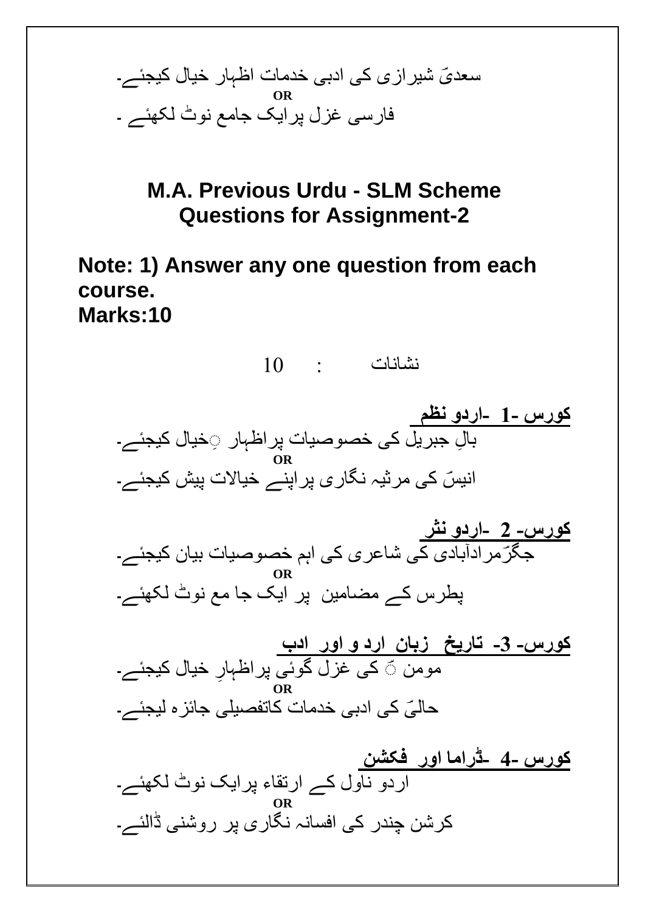سعدیؔ شیرازی کی ادبی خدمات اظہار خیال کیجئے۔

**OR**

فارسی غزل پرایک جامع نوٹ لکھئے ۔

## M.A. Previous Urdu - SLM Scheme
## Questions for Assignment-2

**Note: 1) Answer any one question from each course.**
**Marks:10**

نشانات : 10

**کورس -1 -اردو نظم**

بالِ جبریل کی خصوصیات پراظہار ِخیال کیجئے۔

**OR**

انیسؔ کی مرثیہ نگاری پراپنے خیالات پیش کیجئے۔

**کورس- 2 -اردو نثر**

جگرؔمرادآبادی کی شاعری کی اہم خصوصیات بیان کیجئے۔

**OR**

پطرس کے مضامین پر ایک جا مع نوٹ لکھئے۔

**کورس- 3- تاریخ زبان ارد و اور ادب**

مومن ؔ کی غزل گوئی پراظہارِ خیال کیجئے۔

**OR**

حالیؔ کی ادبی خدمات کاتفصیلی جائزہ لیجئے۔

**کورس -4 -ڈراما اور فکشن**

اردو ناول کے ارتقاء پرایک نوٹ لکھئے۔

**OR**

کرشن چندر کی افسانہ نگاری پر روشنی ڈالئے۔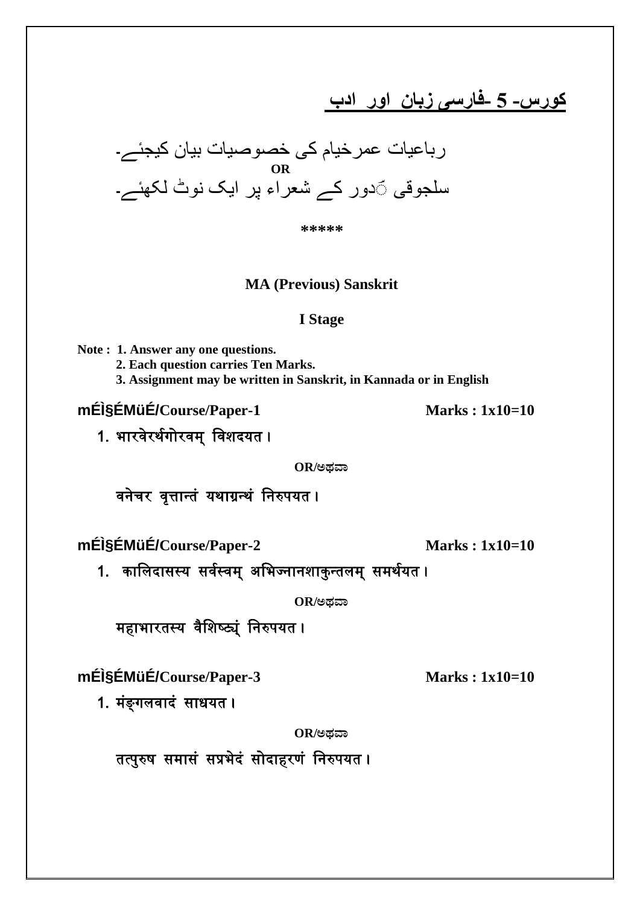## کورس- 5 -فارسی زبان اور ادب

رباعیات عمرخیام کی خصوصیات بیان کیجئے۔

**OR**

سلجوقی ؔدور کے شعراء پر ایک نوٹ لکھئے۔

*****

**MA (Previous) Sanskrit**

**I Stage**

**Note : 1. Answer any one questions.**
**2. Each question carries Ten Marks.**
**3. Assignment may be written in Sanskrit, in Kannada or in English**

**mÉÌ§ÉMüÉ/Course/Paper-1** **Marks : 1x10=10**

1. भारवेरर्थगोरवम् विशदयत।

**OR/ಅಥವಾ**

वनेचर वृत्तान्तं यथाग्रन्थं निरुपयत।

**mÉÌ§ÉMüÉ/Course/Paper-2** **Marks : 1x10=10**

1. कालिदासस्य सर्वस्वम् अभिज्ञानशाकुन्तलम् समर्थयत।

**OR/ಅಥವಾ**

महाभारतस्य वैशिष्ट्यं निरुपयत।

**mÉÌ§ÉMüÉ/Course/Paper-3** **Marks : 1x10=10**

1. मंङ्गलवादं साधयत।

**OR/ಅಥವಾ**

तत्पुरुष समासं सप्रभेदं सोदाहरणं निरुपयत।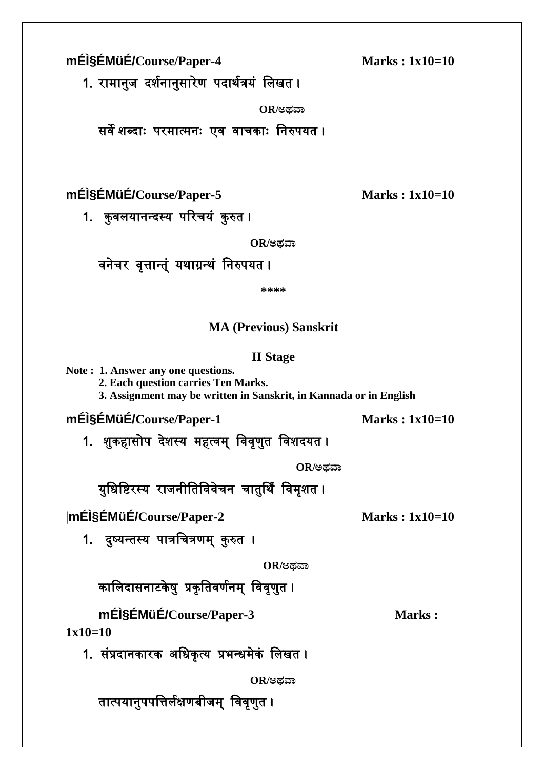**mÉÌ§ÉMüÉ/Course/Paper-4** **Marks : 1x10=10**

1. रामानुज दर्शनानुसारेण पदार्थत्रयं लिखत।

**OR/ಅಥವಾ**

सर्वे शब्दाः परमात्मनः एव वाचकाः निरुपयत।

**mÉÌ§ÉMüÉ/Course/Paper-5** **Marks : 1x10=10**

1. कुवलयानन्दस्य परिचयं कुरुत।

**OR/ಅಥವಾ**

वनेचर वृत्तान्त् यथाग्रन्थं निरुपयत।

****

## MA (Previous) Sanskrit

### II Stage

**Note : 1. Answer any one questions.**
**2. Each question carries Ten Marks.**
**3. Assignment may be written in Sanskrit, in Kannada or in English**

**mÉÌ§ÉMüÉ/Course/Paper-1** **Marks : 1x10=10**

1. शुकहासोप देशस्य महत्वम् विवृणुत विशदयत।

**OR/ಅಥವಾ**

युधिष्टिरस्य राजनीतिविवेचन चातुर्थिं विमृशत।

|**mÉÌ§ÉMüÉ/Course/Paper-2** **Marks : 1x10=10**

1. दुष्यन्तस्य पात्रचित्रणम् कुरुत ।

**OR/ಅಥವಾ**

कालिदासनाटकेषु प्रकृतिवर्णनम् विवृणुत।

**mÉÌ§ÉMüÉ/Course/Paper-3** **Marks : 1x10=10**

1. संप्रदानकारक अधिकृत्य प्रभन्धमेकं लिखत।

**OR/ಅಥವಾ**

तात्पयानुपपत्तिर्लक्षणबीजम् विवृणुत।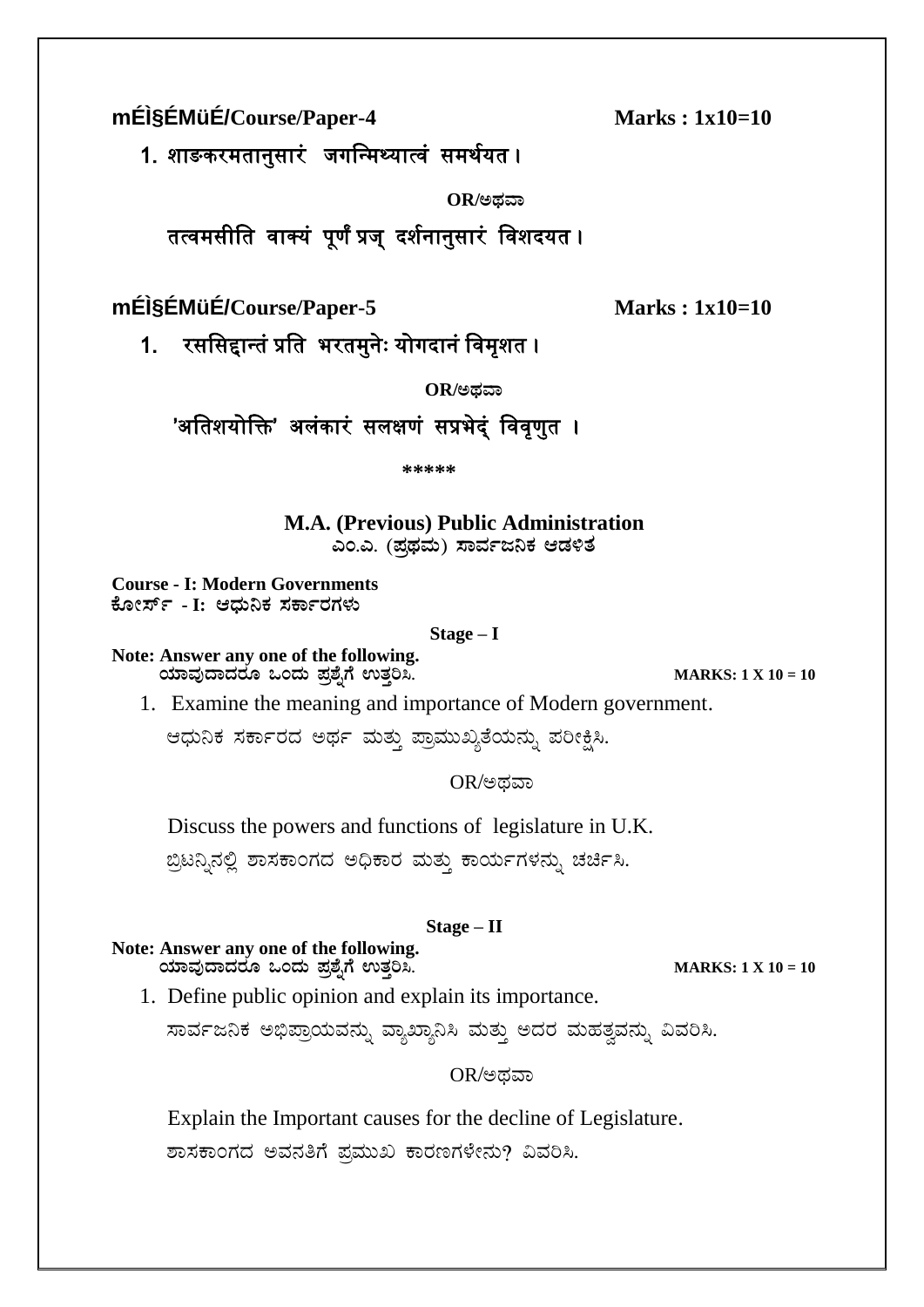**mÉÌ§ÉMüÉ/Course/Paper-4** **Marks : 1x10=10**

1. शाङकरमतानुसारं जगन्मिथ्यात्वं समर्थयत।

**OR/ಅಥವಾ**

तत्वमसीति वाक्यं पूर्णं प्रज् दर्शनानुसारं विशदयत।

**mÉÌ§ÉMüÉ/Course/Paper-5** **Marks : 1x10=10**

1. रससिद्दान्तं प्रति भरतमुनेः योगदानं विमृशत।

**OR/ಅಥವಾ**

'अतिशयोक्ति' अलंकारं सलक्षणं सप्रभेदं विवृणुत ।

*****

## M.A. (Previous) Public Administration
**ಎಂ.ಎ. (ಪ್ರಥಮ) ಸಾರ್ವಜನಿಕ ಆಡಳಿತ**

**Course - I: Modern Governments**
**ಕೋರ್ಸ್ - I: ಆಧುನಿಕ ಸರ್ಕಾರಗಳು**

**Stage – I**

**Note: Answer any one of the following.**
**ಯಾವುದಾದರೂ ಒಂದು ಪ್ರಶ್ನೆಗೆ ಉತ್ತರಿಸಿ.** **MARKS: 1 X 10 = 10**

1. Examine the meaning and importance of Modern government.
   ಆಧುನಿಕ ಸರ್ಕಾರದ ಅರ್ಥ ಮತ್ತು ಪ್ರಾಮುಖ್ಯತೆಯನ್ನು ಪರೀಕ್ಷಿಸಿ.

   OR/ಅಥವಾ

   Discuss the powers and functions of legislature in U.K.
   ಬ್ರಿಟನ್ನಿನಲ್ಲಿ ಶಾಸಕಾಂಗದ ಅಧಿಕಾರ ಮತ್ತು ಕಾರ್ಯಗಳನ್ನು ಚರ್ಚಿಸಿ.

**Stage – II**

**Note: Answer any one of the following.**
**ಯಾವುದಾದರೂ ಒಂದು ಪ್ರಶ್ನೆಗೆ ಉತ್ತರಿಸಿ.** **MARKS: 1 X 10 = 10**

1. Define public opinion and explain its importance.
   ಸಾರ್ವಜನಿಕ ಅಭಿಪ್ರಾಯವನ್ನು ವ್ಯಾಖ್ಯಾನಿಸಿ ಮತ್ತು ಅದರ ಮಹತ್ವವನ್ನು ವಿವರಿಸಿ.

   OR/ಅಥವಾ

   Explain the Important causes for the decline of Legislature.
   ಶಾಸಕಾಂಗದ ಅವನತಿಗೆ ಪ್ರಮುಖ ಕಾರಣಗಳೇನು? ವಿವರಿಸಿ.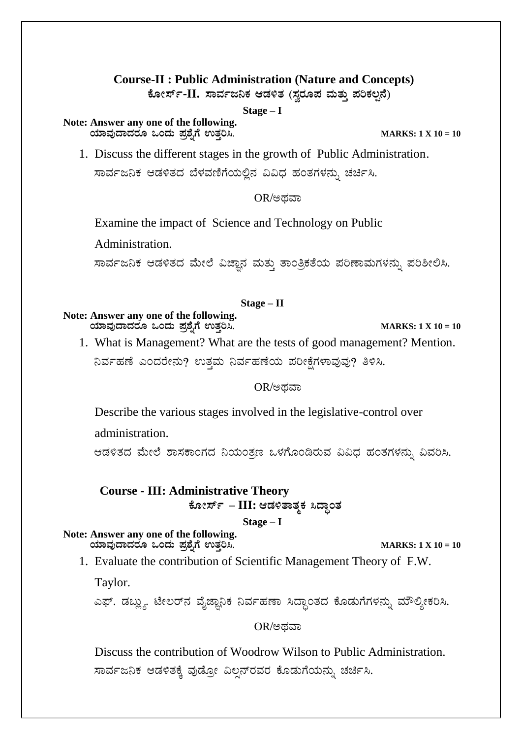## Course-II : Public Administration (Nature and Concepts)
## ಕೋರ್ಸ್-II. ಸಾರ್ವಜನಿಕ ಆಡಳಿತ (ಸ್ವರೂಪ ಮತ್ತು ಪರಿಕಲ್ಪನೆ)

**Stage – I**

**Note: Answer any one of the following.**
**ಯಾವುದಾದರೂ ಒಂದು ಪ್ರಶ್ನೆಗೆ ಉತ್ತರಿಸಿ.** **MARKS: 1 X 10 = 10**

1. Discuss the different stages in the growth of Public Administration.
   ಸಾರ್ವಜನಿಕ ಆಡಳಿತದ ಬೆಳವಣಿಗೆಯಲ್ಲಿನ ವಿವಿಧ ಹಂತಗಳನ್ನು ಚರ್ಚಿಸಿ.

   OR/ಅಥವಾ

   Examine the impact of Science and Technology on Public Administration.
   ಸಾರ್ವಜನಿಕ ಆಡಳಿತದ ಮೇಲೆ ವಿಜ್ಞಾನ ಮತ್ತು ತಾಂತ್ರಿಕತೆಯ ಪರಿಣಾಮಗಳನ್ನು ಪರಿಶೀಲಿಸಿ.

**Stage – II**

**Note: Answer any one of the following.**
**ಯಾವುದಾದರೂ ಒಂದು ಪ್ರಶ್ನೆಗೆ ಉತ್ತರಿಸಿ.** **MARKS: 1 X 10 = 10**

1. What is Management? What are the tests of good management? Mention.
   ನಿರ್ವಹಣೆ ಎಂದರೇನು? ಉತ್ತಮ ನಿರ್ವಹಣೆಯ ಪರೀಕ್ಷೆಗಳಾವುವು? ತಿಳಿಸಿ.

   OR/ಅಥವಾ

   Describe the various stages involved in the legislative-control over administration.
   ಆಡಳಿತದ ಮೇಲೆ ಶಾಸಕಾಂಗದ ನಿಯಂತ್ರಣ ಒಳಗೊಂಡಿರುವ ವಿವಿಧ ಹಂತಗಳನ್ನು ವಿವರಿಸಿ.

## Course - III: Administrative Theory
## ಕೋರ್ಸ್ – III: ಆಡಳಿತಾತ್ಮಕ ಸಿದ್ಧಾಂತ

**Stage – I**

**Note: Answer any one of the following.**
**ಯಾವುದಾದರೂ ಒಂದು ಪ್ರಶ್ನೆಗೆ ಉತ್ತರಿಸಿ.** **MARKS: 1 X 10 = 10**

1. Evaluate the contribution of Scientific Management Theory of F.W. Taylor.
   ಎಫ್. ಡಬ್ಲ್ಯು. ಟೇಲರ್‌ನ ವೈಜ್ಞಾನಿಕ ನಿರ್ವಹಣಾ ಸಿದ್ಧಾಂತದ ಕೊಡುಗೆಗಳನ್ನು ಮೌಲ್ಯೀಕರಿಸಿ.

   OR/ಅಥವಾ

   Discuss the contribution of Woodrow Wilson to Public Administration.
   ಸಾರ್ವಜನಿಕ ಆಡಳಿತಕ್ಕೆ ವುಡ್ರೋ ವಿಲ್ಸನ್‌ರವರ ಕೊಡುಗೆಯನ್ನು ಚರ್ಚಿಸಿ.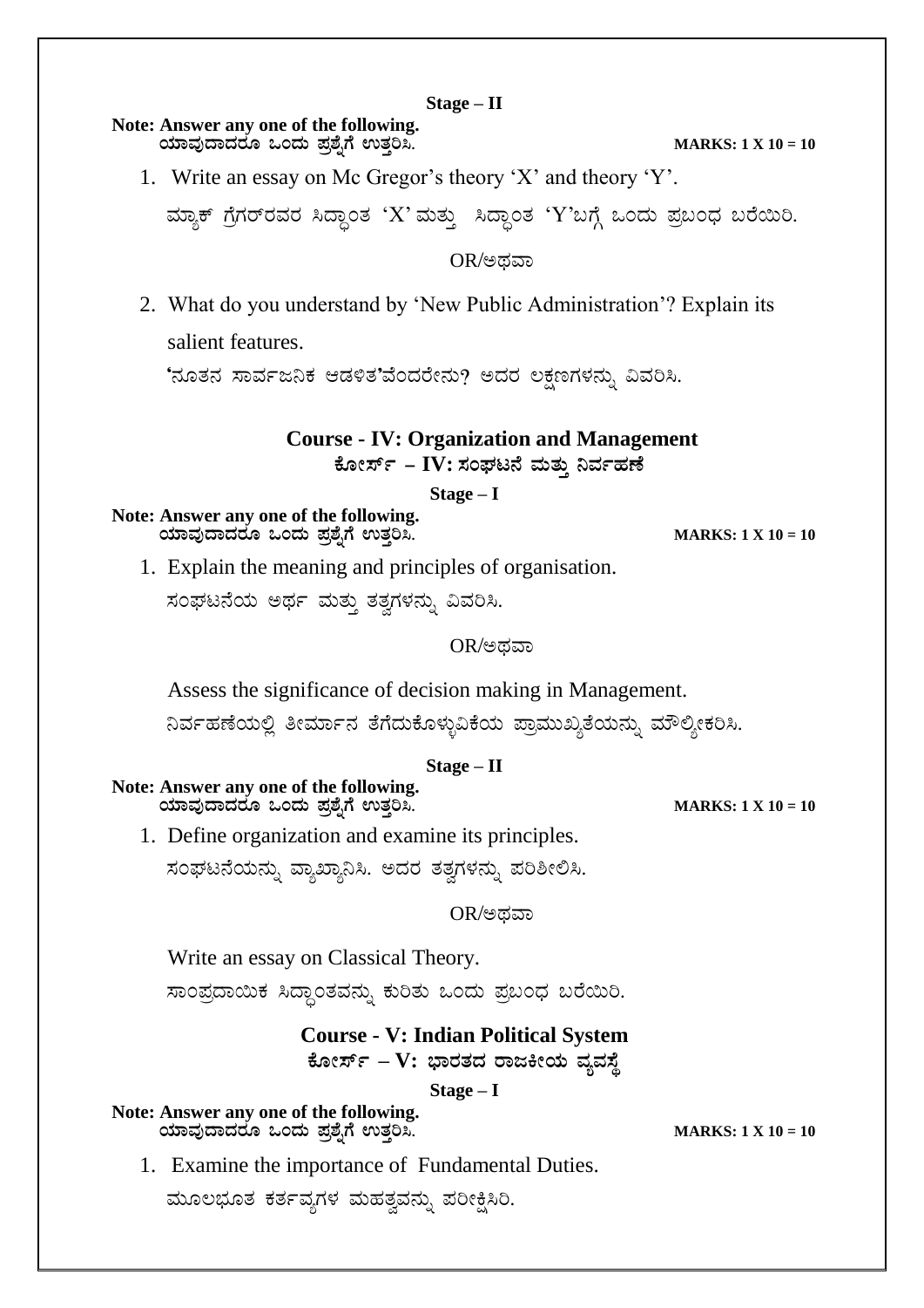**Stage – II**

**Note: Answer any one of the following.**
**ಯಾವುದಾದರೂ ಒಂದು ಪ್ರಶ್ನೆಗೆ ಉತ್ತರಿಸಿ.** **MARKS: 1 X 10 = 10**

1. Write an essay on Mc Gregor's theory 'X' and theory 'Y'.

   ಮ್ಯಾಕ್ ಗ್ರೆಗರ್‌ರವರ ಸಿದ್ಧಾಂತ 'X' ಮತ್ತು ಸಿದ್ಧಾಂತ 'Y'ಬಗ್ಗೆ ಒಂದು ಪ್ರಬಂಧ ಬರೆಯಿರಿ.

   OR/ಅಥವಾ

2. What do you understand by 'New Public Administration'? Explain its salient features.

   'ನೂತನ ಸಾರ್ವಜನಿಕ ಆಡಳಿತ'ವೆಂದರೇನು? ಅದರ ಲಕ್ಷಣಗಳನ್ನು ವಿವರಿಸಿ.

## Course - IV: Organization and Management
## ಕೋರ್ಸ್ – IV: ಸಂಘಟನೆ ಮತ್ತು ನಿರ್ವಹಣೆ

**Stage – I**

**Note: Answer any one of the following.**
**ಯಾವುದಾದರೂ ಒಂದು ಪ್ರಶ್ನೆಗೆ ಉತ್ತರಿಸಿ.** **MARKS: 1 X 10 = 10**

1. Explain the meaning and principles of organisation.

   ಸಂಘಟನೆಯ ಅರ್ಥ ಮತ್ತು ತತ್ವಗಳನ್ನು ವಿವರಿಸಿ.

   OR/ಅಥವಾ

   Assess the significance of decision making in Management.

   ನಿರ್ವಹಣೆಯಲ್ಲಿ ತೀರ್ಮಾನ ತೆಗೆದುಕೊಳ್ಳುವಿಕೆಯ ಪ್ರಾಮುಖ್ಯತೆಯನ್ನು ಮೌಲ್ಯೀಕರಿಸಿ.

**Stage – II**

**Note: Answer any one of the following.**
**ಯಾವುದಾದರೂ ಒಂದು ಪ್ರಶ್ನೆಗೆ ಉತ್ತರಿಸಿ.** **MARKS: 1 X 10 = 10**

1. Define organization and examine its principles.

   ಸಂಘಟನೆಯನ್ನು ವ್ಯಾಖ್ಯಾನಿಸಿ. ಅದರ ತತ್ವಗಳನ್ನು ಪರಿಶೀಲಿಸಿ.

   OR/ಅಥವಾ

   Write an essay on Classical Theory.

   ಸಾಂಪ್ರದಾಯಿಕ ಸಿದ್ಧಾಂತವನ್ನು ಕುರಿತು ಒಂದು ಪ್ರಬಂಧ ಬರೆಯಿರಿ.

## Course - V: Indian Political System
## ಕೋರ್ಸ್ – V: ಭಾರತದ ರಾಜಕೀಯ ವ್ಯವಸ್ಥೆ

**Stage – I**

**Note: Answer any one of the following.**
**ಯಾವುದಾದರೂ ಒಂದು ಪ್ರಶ್ನೆಗೆ ಉತ್ತರಿಸಿ.** **MARKS: 1 X 10 = 10**

1. Examine the importance of Fundamental Duties.

   ಮೂಲಭೂತ ಕರ್ತವ್ಯಗಳ ಮಹತ್ವವನ್ನು ಪರೀಕ್ಷಿಸಿರಿ.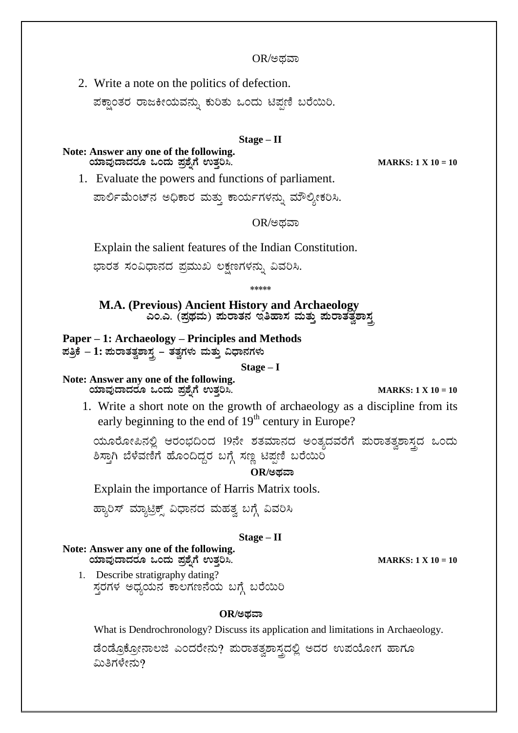OR/ಅಥವಾ

2. Write a note on the politics of defection.

   ಪಕ್ಷಾಂತರ ರಾಜಕೀಯವನ್ನು ಕುರಿತು ಒಂದು ಟಿಪ್ಪಣಿ ಬರೆಯಿರಿ.

**Stage – II**

**Note: Answer any one of the following.**
**ಯಾವುದಾದರೂ ಒಂದು ಪ್ರಶ್ನೆಗೆ ಉತ್ತರಿಸಿ.** **MARKS: 1 X 10 = 10**

1. Evaluate the powers and functions of parliament.

   ಪಾರ್ಲಿಮೆಂಟ್‌ನ ಅಧಿಕಾರ ಮತ್ತು ಕಾರ್ಯಗಳನ್ನು ಮೌಲ್ಯೀಕರಿಸಿ.

OR/ಅಥವಾ

Explain the salient features of the Indian Constitution.

ಭಾರತ ಸಂವಿಧಾನದ ಪ್ರಮುಖ ಲಕ್ಷಣಗಳನ್ನು ವಿವರಿಸಿ.

*****

## M.A. (Previous) Ancient History and Archaeology
## ಎಂ.ಎ. (ಪ್ರಥಮ) ಪುರಾತನ ಇತಿಹಾಸ ಮತ್ತು ಪುರಾತತ್ವಶಾಸ್ತ್ರ

### Paper – 1: Archaeology – Principles and Methods
### ಪತ್ರಿಕೆ – 1: ಪುರಾತತ್ವಶಾಸ್ತ್ರ – ತತ್ವಗಳು ಮತ್ತು ವಿಧಾನಗಳು

**Stage – I**

**Note: Answer any one of the following.**
**ಯಾವುದಾದರೂ ಒಂದು ಪ್ರಶ್ನೆಗೆ ಉತ್ತರಿಸಿ.** **MARKS: 1 X 10 = 10**

1. Write a short note on the growth of archaeology as a discipline from its early beginning to the end of 19th century in Europe?

   ಯೂರೋಪಿನಲ್ಲಿ ಆರಂಭದಿಂದ 19ನೇ ಶತಮಾನದ ಅಂತ್ಯದವರೆಗೆ ಪುರಾತತ್ವಶಾಸ್ತ್ರದ ಒಂದು ಶಿಸ್ತಾಗಿ ಬೆಳವಣಿಗೆ ಹೊಂದಿದ್ದರ ಬಗ್ಗೆ ಸಣ್ಣ ಟಿಪ್ಪಣಿ ಬರೆಯಿರಿ

**OR/ಅಥವಾ**

Explain the importance of Harris Matrix tools.

ಹ್ಯಾರಿಸ್ ಮ್ಯಾಟ್ರಿಕ್ಸ್ ವಿಧಾನದ ಮಹತ್ವ ಬಗ್ಗೆ ವಿವರಿಸಿ

**Stage – II**

**Note: Answer any one of the following.**
**ಯಾವುದಾದರೂ ಒಂದು ಪ್ರಶ್ನೆಗೆ ಉತ್ತರಿಸಿ.** **MARKS: 1 X 10 = 10**

1. Describe stratigraphy dating?

   ಸ್ತರಗಳ ಅಧ್ಯಯನ ಕಾಲಗಣನೆಯ ಬಗ್ಗೆ ಬರೆಯಿರಿ

**OR/ಅಥವಾ**

What is Dendrochronology? Discuss its application and limitations in Archaeology.

ಡೆಂಡ್ರೊಕ್ರೋನಾಲಜಿ ಎಂದರೇನು? ಪುರಾತತ್ವಶಾಸ್ತ್ರದಲ್ಲಿ ಅದರ ಉಪಯೋಗ ಹಾಗೂ ಮಿತಿಗಳೇನು?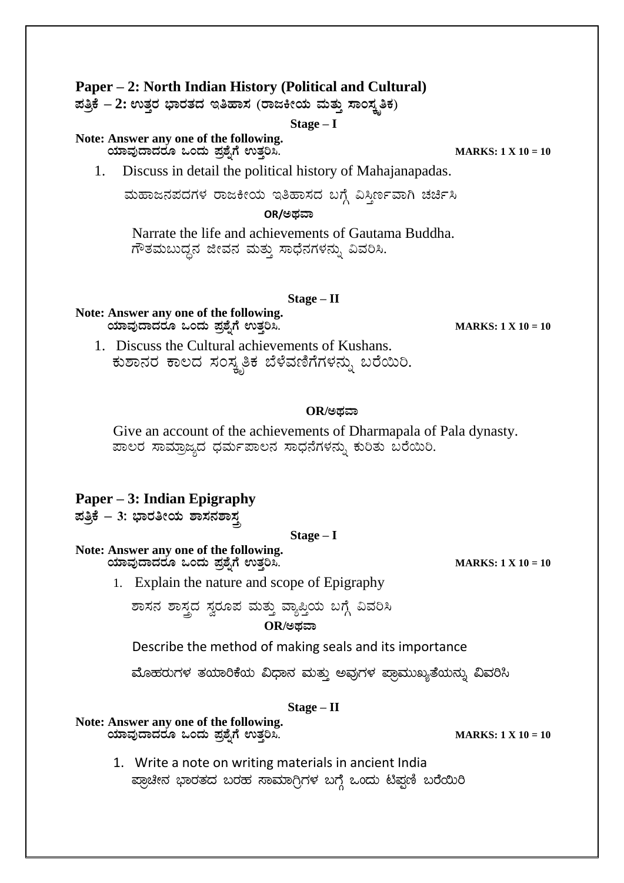## Paper – 2: North Indian History (Political and Cultural)

## ಪತ್ರಿಕೆ – 2: ಉತ್ತರ ಭಾರತದ ಇತಿಹಾಸ (ರಾಜಕೀಯ ಮತ್ತು ಸಾಂಸ್ಕೃತಿಕ)

### Stage – I

**Note: Answer any one of the following.**
**ಯಾವುದಾದರೂ ಒಂದು ಪ್ರಶ್ನೆಗೆ ಉತ್ತರಿಸಿ.** **MARKS: 1 X 10 = 10**

1. Discuss in detail the political history of Mahajanapadas.

   ಮಹಾಜನಪದಗಳ ರಾಜಕೀಯ ಇತಿಹಾಸದ ಬಗ್ಗೆ ವಿಸ್ತೀರ್ಣವಾಗಿ ಚರ್ಚಿಸಿ

   **OR/ಅಥವಾ**

   Narrate the life and achievements of Gautama Buddha.
   ಗೌತಮಬುದ್ಧನ ಜೀವನ ಮತ್ತು ಸಾಧನೆಗಳನ್ನು ವಿವರಿಸಿ.

### Stage – II

**Note: Answer any one of the following.**
**ಯಾವುದಾದರೂ ಒಂದು ಪ್ರಶ್ನೆಗೆ ಉತ್ತರಿಸಿ.** **MARKS: 1 X 10 = 10**

1. Discuss the Cultural achievements of Kushans.
   ಕುಶಾನರ ಕಾಲದ ಸಂಸ್ಕೃತಿಕ ಬೆಳವಣಿಗೆಗಳನ್ನು ಬರೆಯಿರಿ.

   **OR/ಅಥವಾ**

   Give an account of the achievements of Dharmapala of Pala dynasty.
   ಪಾಲರ ಸಾಮ್ರಾಜ್ಯದ ಧರ್ಮಪಾಲನ ಸಾಧನೆಗಳನ್ನು ಕುರಿತು ಬರೆಯಿರಿ.

## Paper – 3: Indian Epigraphy

## ಪತ್ರಿಕೆ – 3: ಭಾರತೀಯ ಶಾಸನಶಾಸ್ತ್ರ

### Stage – I

**Note: Answer any one of the following.**
**ಯಾವುದಾದರೂ ಒಂದು ಪ್ರಶ್ನೆಗೆ ಉತ್ತರಿಸಿ.** **MARKS: 1 X 10 = 10**

1. Explain the nature and scope of Epigraphy

   ಶಾಸನ ಶಾಸ್ತ್ರದ ಸ್ವರೂಪ ಮತ್ತು ವ್ಯಾಪ್ತಿಯ ಬಗ್ಗೆ ವಿವರಿಸಿ

   **OR/ಅಥವಾ**

   Describe the method of making seals and its importance

   ಮೊಹರುಗಳ ತಯಾರಿಕೆಯ ವಿಧಾನ ಮತ್ತು ಅವುಗಳ ಪ್ರಾಮುಖ್ಯತೆಯನ್ನು ವಿವರಿಸಿ

### Stage – II

**Note: Answer any one of the following.**
**ಯಾವುದಾದರೂ ಒಂದು ಪ್ರಶ್ನೆಗೆ ಉತ್ತರಿಸಿ.** **MARKS: 1 X 10 = 10**

1. Write a note on writing materials in ancient India
   ಪ್ರಾಚೀನ ಭಾರತದ ಬರಹ ಸಾಮಾಗ್ರಿಗಳ ಬಗ್ಗೆ ಒಂದು ಟಿಪ್ಪಣಿ ಬರೆಯಿರಿ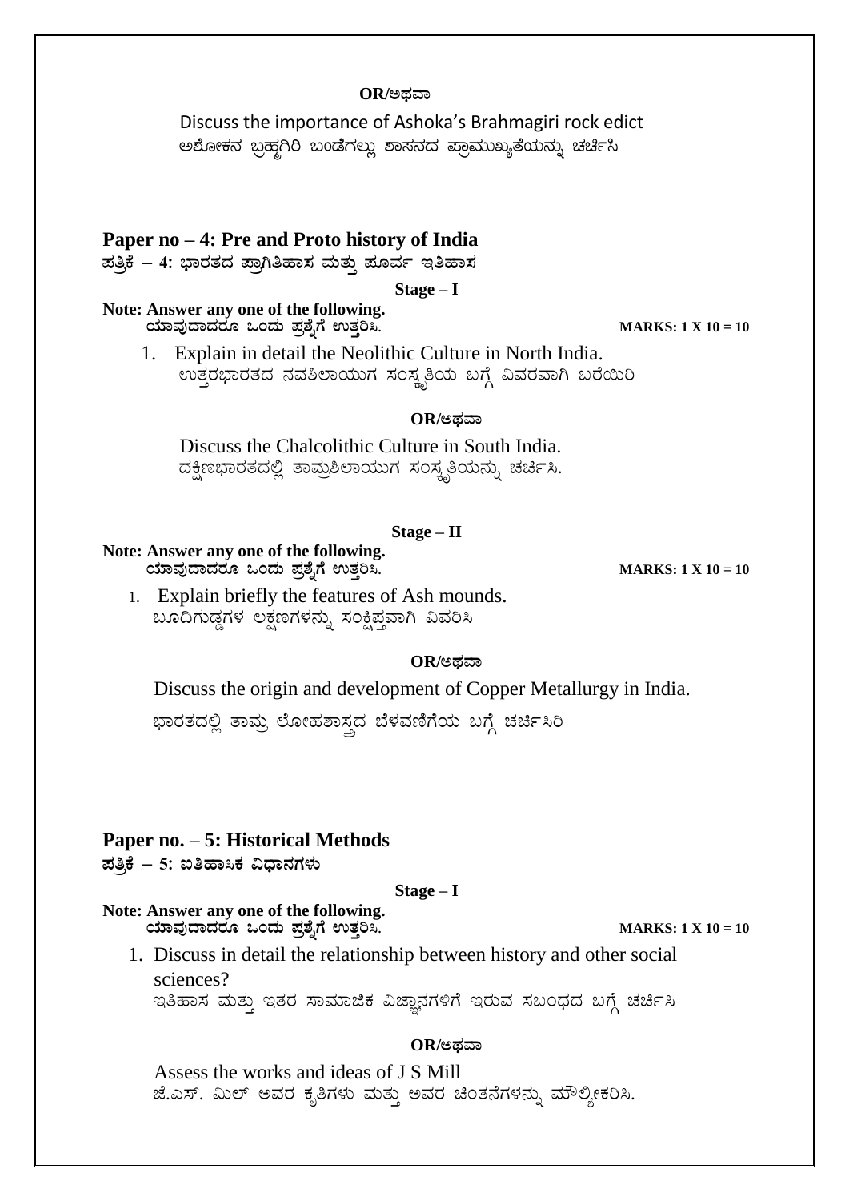**OR/ಅಥವಾ**

Discuss the importance of Ashoka's Brahmagiri rock edict
ಅಶೋಕನ ಬ್ರಹ್ಮಗಿರಿ ಬಂಡೆಗಲ್ಲು ಶಾಸನದ ಪ್ರಾಮುಖ್ಯತೆಯನ್ನು ಚರ್ಚಿಸಿ

## Paper no – 4: Pre and Proto history of India
**ಪತ್ರಿಕೆ – 4: ಭಾರತದ ಪ್ರಾಗಿತಿಹಾಸ ಮತ್ತು ಪೂರ್ವ ಇತಿಹಾಸ**

**Stage – I**

**Note: Answer any one of the following.**
**ಯಾವುದಾದರೂ ಒಂದು ಪ್ರಶ್ನೆಗೆ ಉತ್ತರಿಸಿ.** **MARKS: 1 X 10 = 10**

1. Explain in detail the Neolithic Culture in North India.
ಉತ್ತರಭಾರತದ ನವಶಿಲಾಯುಗ ಸಂಸ್ಕೃತಿಯ ಬಗ್ಗೆ ವಿವರವಾಗಿ ಬರೆಯಿರಿ

**OR/ಅಥವಾ**

Discuss the Chalcolithic Culture in South India.
ದಕ್ಷಿಣಭಾರತದಲ್ಲಿ ತಾಮ್ರಶಿಲಾಯುಗ ಸಂಸ್ಕೃತಿಯನ್ನು ಚರ್ಚಿಸಿ.

**Stage – II**

**Note: Answer any one of the following.**
**ಯಾವುದಾದರೂ ಒಂದು ಪ್ರಶ್ನೆಗೆ ಉತ್ತರಿಸಿ.** **MARKS: 1 X 10 = 10**

1. Explain briefly the features of Ash mounds.
ಬೂದಿಗುಡ್ಡಗಳ ಲಕ್ಷಣಗಳನ್ನು ಸಂಕ್ಷಿಪ್ತವಾಗಿ ವಿವರಿಸಿ

**OR/ಅಥವಾ**

Discuss the origin and development of Copper Metallurgy in India.

ಭಾರತದಲ್ಲಿ ತಾಮ್ರ ಲೋಹಶಾಸ್ತ್ರದ ಬೆಳವಣಿಗೆಯ ಬಗ್ಗೆ ಚರ್ಚಿಸಿರಿ

## Paper no. – 5: Historical Methods
**ಪತ್ರಿಕೆ – 5: ಐತಿಹಾಸಿಕ ವಿಧಾನಗಳು**

**Stage – I**

**Note: Answer any one of the following.**
**ಯಾವುದಾದರೂ ಒಂದು ಪ್ರಶ್ನೆಗೆ ಉತ್ತರಿಸಿ.** **MARKS: 1 X 10 = 10**

1. Discuss in detail the relationship between history and other social sciences?
ಇತಿಹಾಸ ಮತ್ತು ಇತರ ಸಾಮಾಜಿಕ ವಿಜ್ಞಾನಗಳಿಗೆ ಇರುವ ಸಬಂಧದ ಬಗ್ಗೆ ಚರ್ಚಿಸಿ

**OR/ಅಥವಾ**

Assess the works and ideas of J S Mill
ಜೆ.ಎಸ್. ಮಿಲ್ ಅವರ ಕೃತಿಗಳು ಮತ್ತು ಅವರ ಚಿಂತನೆಗಳನ್ನು ಮೌಲ್ಯೀಕರಿಸಿ.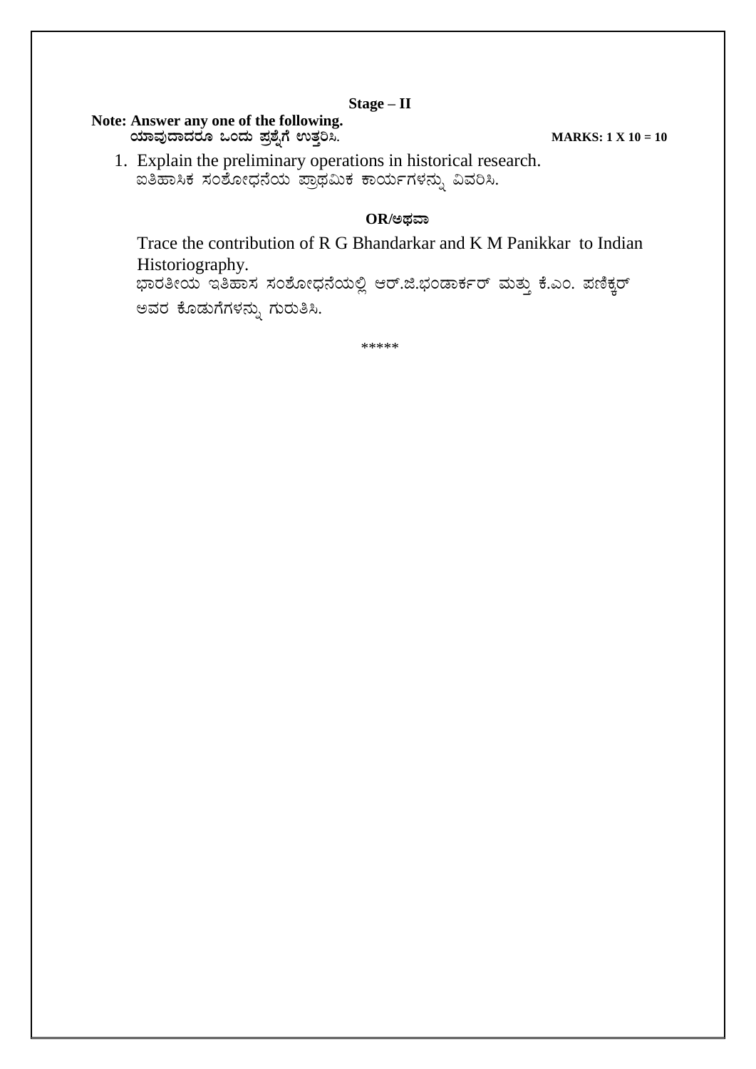**Stage – II**

**Note: Answer any one of the following.**
**ಯಾವುದಾದರೂ ಒಂದು ಪ್ರಶ್ನೆಗೆ ಉತ್ತರಿಸಿ.** **MARKS: 1 X 10 = 10**

1. Explain the preliminary operations in historical research.
   ಐತಿಹಾಸಿಕ ಸಂಶೋಧನೆಯ ಪ್ರಾಥಮಿಕ ಕಾರ್ಯಗಳನ್ನು ವಿವರಿಸಿ.

**OR/ಅಥವಾ**

Trace the contribution of R G Bhandarkar and K M Panikkar to Indian Historiography.
ಭಾರತೀಯ ಇತಿಹಾಸ ಸಂಶೋಧನೆಯಲ್ಲಿ ಆರ್.ಜಿ.ಭಂಡಾರ್ಕರ್ ಮತ್ತು ಕೆ.ಎಂ. ಪಣಿಕ್ಕರ್ ಅವರ ಕೊಡುಗೆಗಳನ್ನು ಗುರುತಿಸಿ.

*****